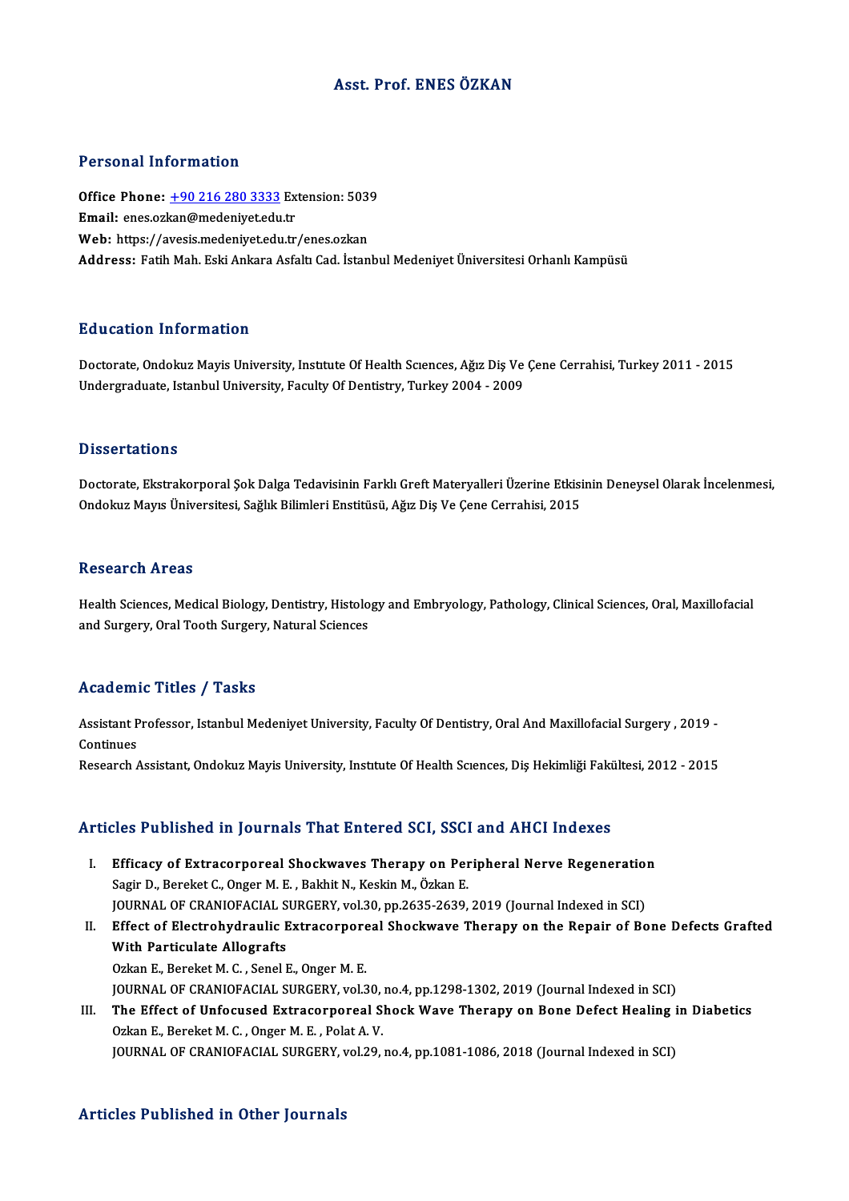# Asst. Prof. ENES ÖZKAN

## Personal Information

**Office Phone:** +90 216 280 3333 Extension: 5039
**Email:** enes.ozkan@medeniyet.edu.tr
**Web:** https://avesis.medeniyet.edu.tr/enes.ozkan
**Address:** Fatih Mah. Eski Ankara Asfaltı Cad. İstanbul Medeniyet Üniversitesi Orhanlı Kampüsü

## Education Information

Doctorate, Ondokuz Mayis University, Instıtute Of Health Scıences, Ağız Diş Ve Çene Cerrahisi, Turkey 2011 - 2015
Undergraduate, Istanbul University, Faculty Of Dentistry, Turkey 2004 - 2009

## Dissertations

Doctorate, Ekstrakorporal Şok Dalga Tedavisinin Farklı Greft Materyalleri Üzerine Etkisinin Deneysel Olarak İncelenmesi, Ondokuz Mayıs Üniversitesi, Sağlık Bilimleri Enstitüsü, Ağız Diş Ve Çene Cerrahisi, 2015

## Research Areas

Health Sciences, Medical Biology, Dentistry, Histology and Embryology, Pathology, Clinical Sciences, Oral, Maxillofacial and Surgery, Oral Tooth Surgery, Natural Sciences

## Academic Titles / Tasks

Assistant Professor, Istanbul Medeniyet University, Faculty Of Dentistry, Oral And Maxillofacial Surgery , 2019 - Continues
Research Assistant, Ondokuz Mayis University, Instıtute Of Health Scıences, Diş Hekimliği Fakültesi, 2012 - 2015

## Articles Published in Journals That Entered SCI, SSCI and AHCI Indexes

I. **Efficacy of Extracorporeal Shockwaves Therapy on Peripheral Nerve Regeneration**
Sagir D., Bereket C., Onger M. E. , Bakhit N., Keskin M., Özkan E.
JOURNAL OF CRANIOFACIAL SURGERY, vol.30, pp.2635-2639, 2019 (Journal Indexed in SCI)

II. **Effect of Electrohydraulic Extracorporeal Shockwave Therapy on the Repair of Bone Defects Grafted With Particulate Allografts**
Ozkan E., Bereket M. C. , Senel E., Onger M. E.
JOURNAL OF CRANIOFACIAL SURGERY, vol.30, no.4, pp.1298-1302, 2019 (Journal Indexed in SCI)

III. **The Effect of Unfocused Extracorporeal Shock Wave Therapy on Bone Defect Healing in Diabetics**
Ozkan E., Bereket M. C. , Onger M. E. , Polat A. V.
JOURNAL OF CRANIOFACIAL SURGERY, vol.29, no.4, pp.1081-1086, 2018 (Journal Indexed in SCI)

## Articles Published in Other Journals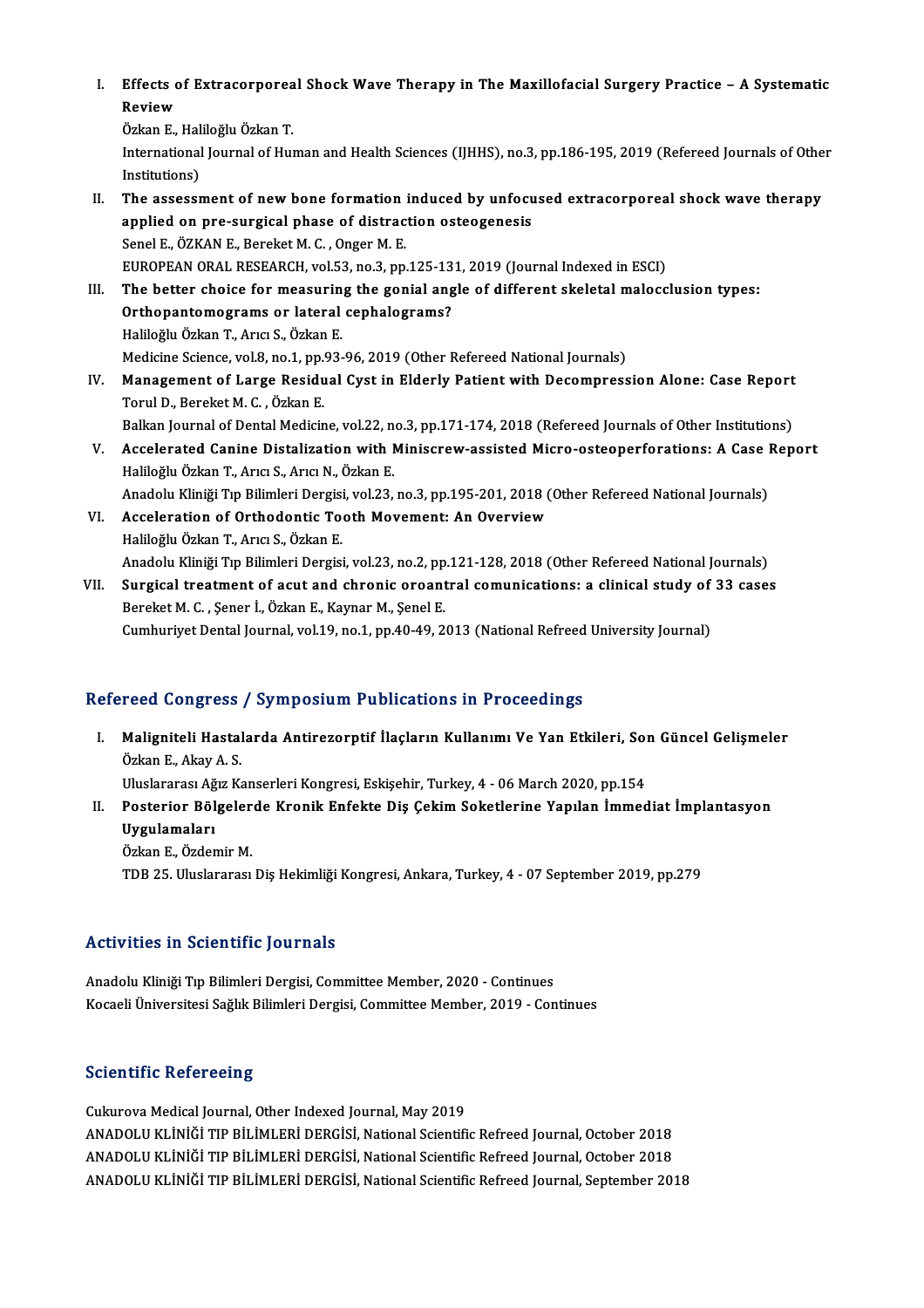I. **Effects of Extracorporeal Shock Wave Therapy in The Maxillofacial Surgery Practice – A Systematic Review**
   Özkan E., Haliloğlu Özkan T.
   International Journal of Human and Health Sciences (IJHHS), no.3, pp.186-195, 2019 (Refereed Journals of Other Institutions)
II. **The assessment of new bone formation induced by unfocused extracorporeal shock wave therapy applied on pre-surgical phase of distraction osteogenesis**
   Senel E., ÖZKAN E., Bereket M. C. , Onger M. E.
   EUROPEAN ORAL RESEARCH, vol.53, no.3, pp.125-131, 2019 (Journal Indexed in ESCI)
III. **The better choice for measuring the gonial angle of different skeletal malocclusion types: Orthopantomograms or lateral cephalograms?**
   Haliloğlu Özkan T., Arıcı S., Özkan E.
   Medicine Science, vol.8, no.1, pp.93-96, 2019 (Other Refereed National Journals)
IV. **Management of Large Residual Cyst in Elderly Patient with Decompression Alone: Case Report**
   Torul D., Bereket M. C. , Özkan E.
   Balkan Journal of Dental Medicine, vol.22, no.3, pp.171-174, 2018 (Refereed Journals of Other Institutions)
V. **Accelerated Canine Distalization with Miniscrew-assisted Micro-osteoperforations: A Case Report**
   Haliloğlu Özkan T., Arıcı S., Arıcı N., Özkan E.
   Anadolu Kliniği Tıp Bilimleri Dergisi, vol.23, no.3, pp.195-201, 2018 (Other Refereed National Journals)
VI. **Acceleration of Orthodontic Tooth Movement: An Overview**
   Haliloğlu Özkan T., Arıcı S., Özkan E.
   Anadolu Kliniği Tıp Bilimleri Dergisi, vol.23, no.2, pp.121-128, 2018 (Other Refereed National Journals)
VII. **Surgical treatment of acut and chronic oroantral comunications: a clinical study of 33 cases**
   Bereket M. C. , Şener İ., Özkan E., Kaynar M., Şenel E.
   Cumhuriyet Dental Journal, vol.19, no.1, pp.40-49, 2013 (National Refreed University Journal)

## Refereed Congress / Symposium Publications in Proceedings

I. **Maligniteli Hastalarda Antirezorptif İlaçların Kullanımı Ve Yan Etkileri, Son Güncel Gelişmeler**
   Özkan E., Akay A. S.
   Uluslararası Ağız Kanserleri Kongresi, Eskişehir, Turkey, 4 - 06 March 2020, pp.154
II. **Posterior Bölgelerde Kronik Enfekte Diş Çekim Soketlerine Yapılan İmmediat İmplantasyon Uygulamaları**
   Özkan E., Özdemir M.
   TDB 25. Uluslararası Diş Hekimliği Kongresi, Ankara, Turkey, 4 - 07 September 2019, pp.279

## Activities in Scientific Journals

Anadolu Kliniği Tıp Bilimleri Dergisi, Committee Member, 2020 - Continues
Kocaeli Üniversitesi Sağlık Bilimleri Dergisi, Committee Member, 2019 - Continues

## Scientific Refereeing

Cukurova Medical Journal, Other Indexed Journal, May 2019
ANADOLU KLİNİĞİ TIP BİLİMLERİ DERGİSİ, National Scientific Refreed Journal, October 2018
ANADOLU KLİNİĞİ TIP BİLİMLERİ DERGİSİ, National Scientific Refreed Journal, October 2018
ANADOLU KLİNİĞİ TIP BİLİMLERİ DERGİSİ, National Scientific Refreed Journal, September 2018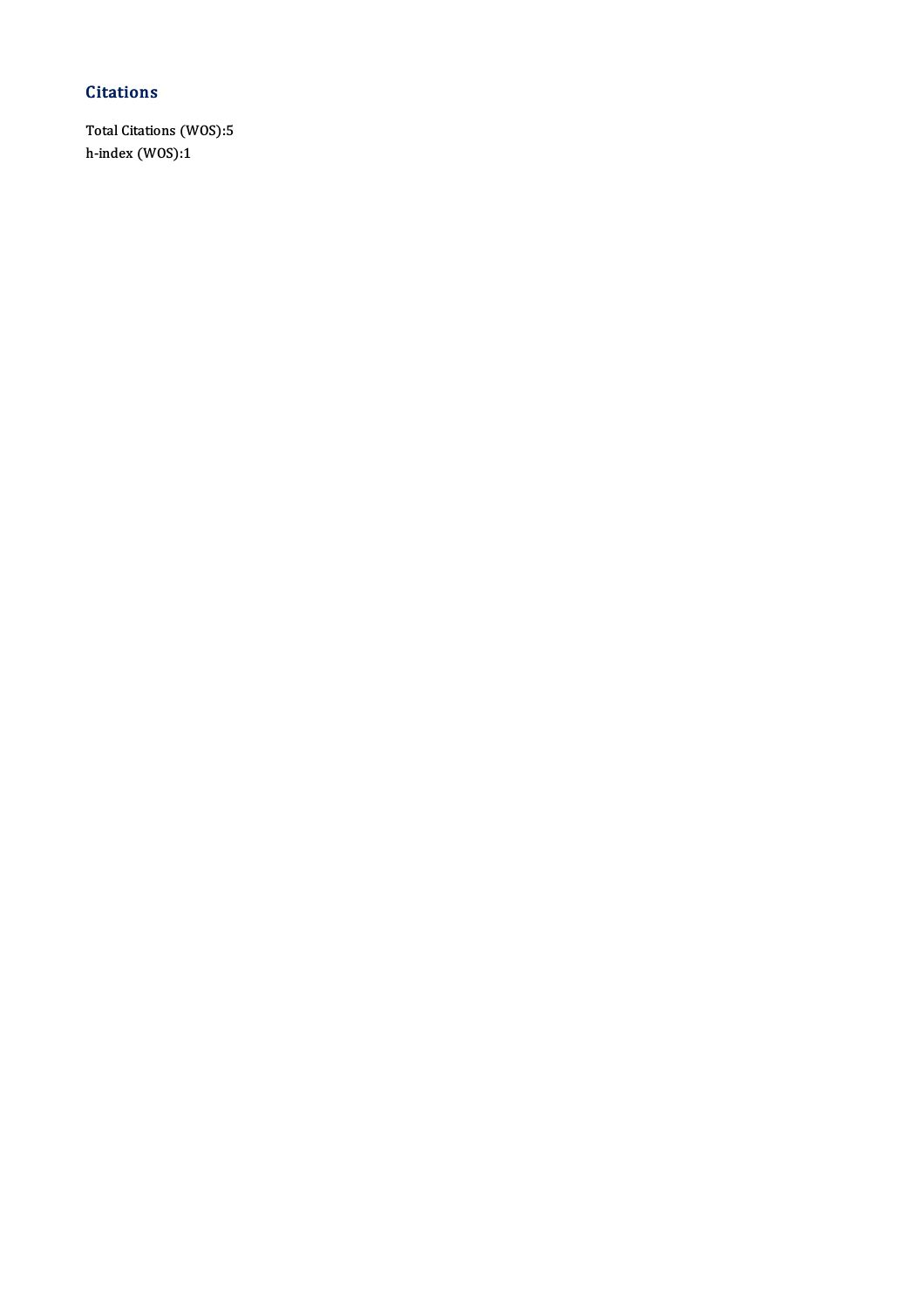## Citations

Total Citations (WOS):5
h-index (WOS):1